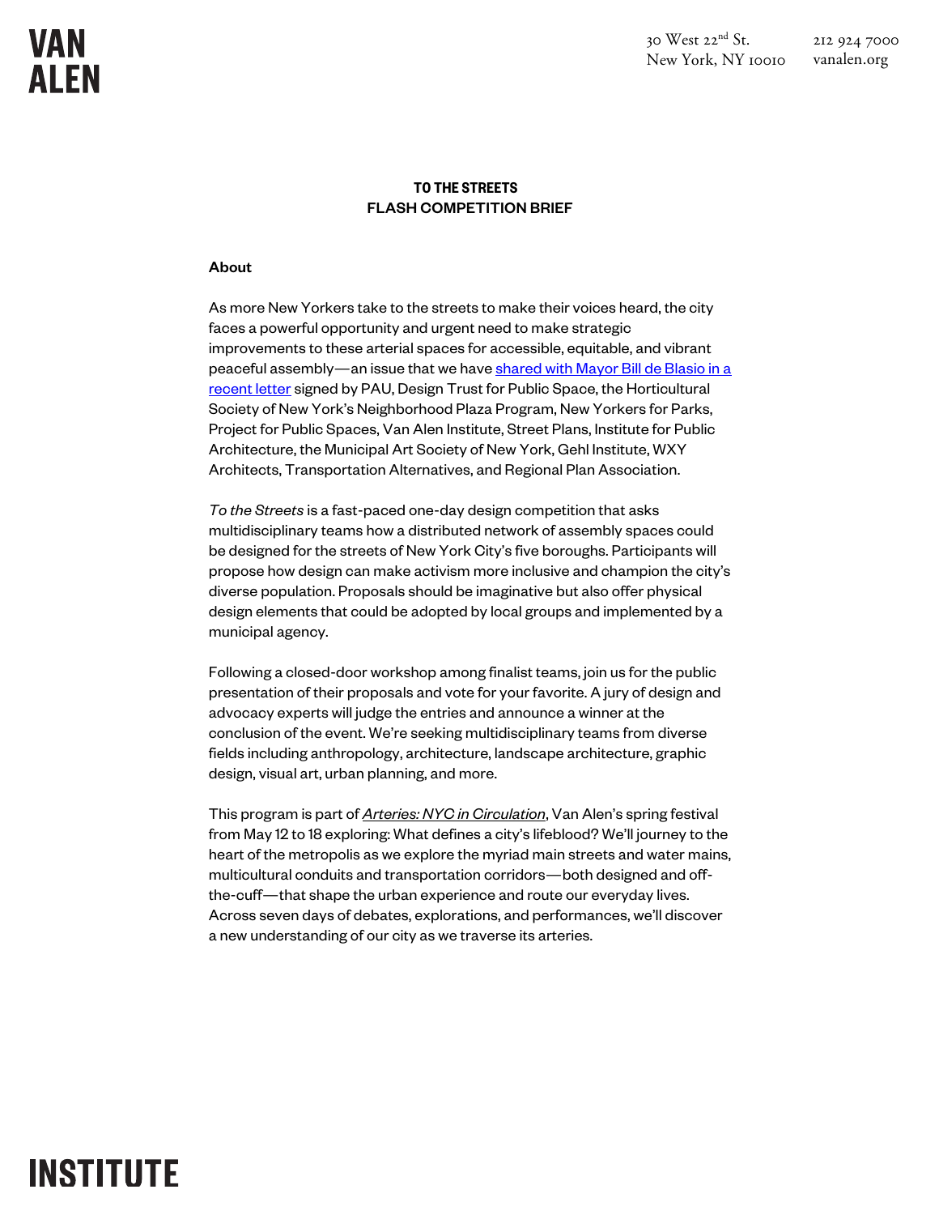# TO THE STREETS
## FLASH COMPETITION BRIEF

### About

As more New Yorkers take to the streets to make their voices heard, the city faces a powerful opportunity and urgent need to make strategic improvements to these arterial spaces for accessible, equitable, and vibrant peaceful assembly—an issue that we have shared with Mayor Bill de Blasio in a recent letter signed by PAU, Design Trust for Public Space, the Horticultural Society of New York's Neighborhood Plaza Program, New Yorkers for Parks, Project for Public Spaces, Van Alen Institute, Street Plans, Institute for Public Architecture, the Municipal Art Society of New York, Gehl Institute, WXY Architects, Transportation Alternatives, and Regional Plan Association.

*To the Streets* is a fast-paced one-day design competition that asks multidisciplinary teams how a distributed network of assembly spaces could be designed for the streets of New York City's five boroughs. Participants will propose how design can make activism more inclusive and champion the city's diverse population. Proposals should be imaginative but also offer physical design elements that could be adopted by local groups and implemented by a municipal agency.

Following a closed-door workshop among finalist teams, join us for the public presentation of their proposals and vote for your favorite. A jury of design and advocacy experts will judge the entries and announce a winner at the conclusion of the event. We're seeking multidisciplinary teams from diverse fields including anthropology, architecture, landscape architecture, graphic design, visual art, urban planning, and more.

This program is part of *Arteries: NYC in Circulation*, Van Alen's spring festival from May 12 to 18 exploring: What defines a city's lifeblood? We'll journey to the heart of the metropolis as we explore the myriad main streets and water mains, multicultural conduits and transportation corridors—both designed and off-the-cuff—that shape the urban experience and route our everyday lives. Across seven days of debates, explorations, and performances, we'll discover a new understanding of our city as we traverse its arteries.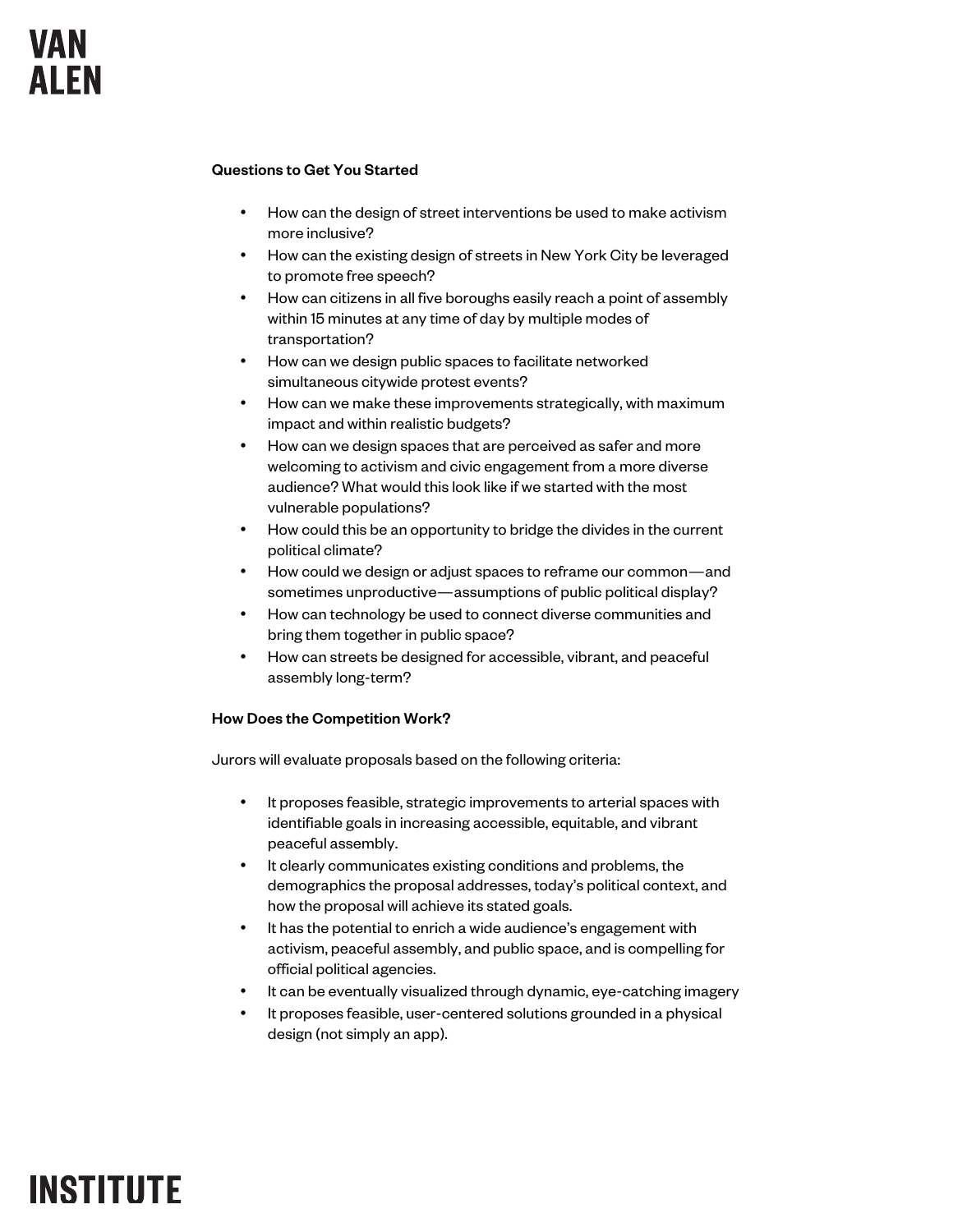**Questions to Get You Started**

- How can the design of street interventions be used to make activism more inclusive?
- How can the existing design of streets in New York City be leveraged to promote free speech?
- How can citizens in all five boroughs easily reach a point of assembly within 15 minutes at any time of day by multiple modes of transportation?
- How can we design public spaces to facilitate networked simultaneous citywide protest events?
- How can we make these improvements strategically, with maximum impact and within realistic budgets?
- How can we design spaces that are perceived as safer and more welcoming to activism and civic engagement from a more diverse audience? What would this look like if we started with the most vulnerable populations?
- How could this be an opportunity to bridge the divides in the current political climate?
- How could we design or adjust spaces to reframe our common—and sometimes unproductive—assumptions of public political display?
- How can technology be used to connect diverse communities and bring them together in public space?
- How can streets be designed for accessible, vibrant, and peaceful assembly long-term?

**How Does the Competition Work?**

Jurors will evaluate proposals based on the following criteria:

- It proposes feasible, strategic improvements to arterial spaces with identifiable goals in increasing accessible, equitable, and vibrant peaceful assembly.
- It clearly communicates existing conditions and problems, the demographics the proposal addresses, today's political context, and how the proposal will achieve its stated goals.
- It has the potential to enrich a wide audience's engagement with activism, peaceful assembly, and public space, and is compelling for official political agencies.
- It can be eventually visualized through dynamic, eye-catching imagery
- It proposes feasible, user-centered solutions grounded in a physical design (not simply an app).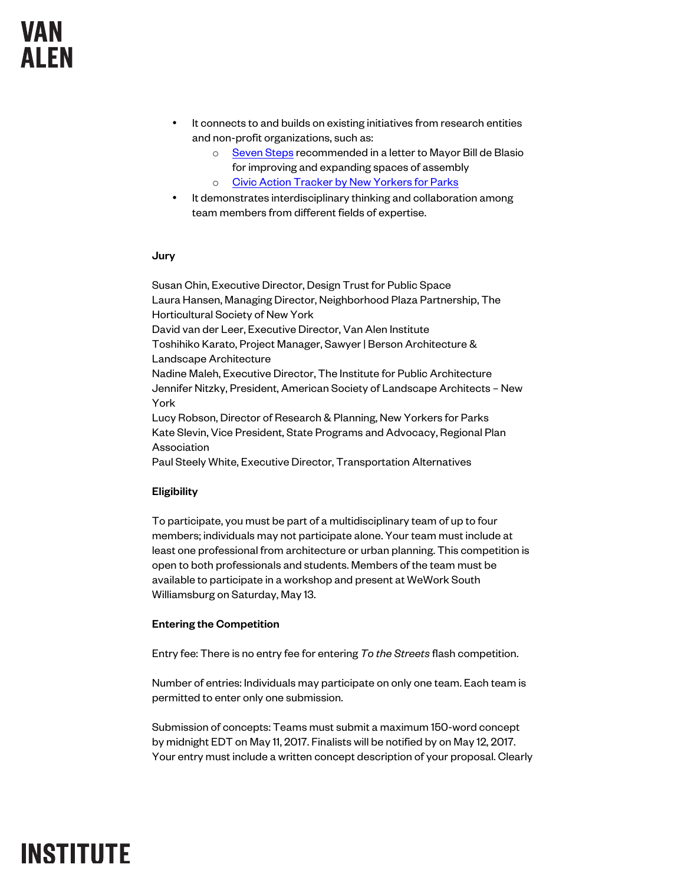- It connects to and builds on existing initiatives from research entities and non-profit organizations, such as:
  - Seven Steps recommended in a letter to Mayor Bill de Blasio for improving and expanding spaces of assembly
  - Civic Action Tracker by New Yorkers for Parks
- It demonstrates interdisciplinary thinking and collaboration among team members from different fields of expertise.

**Jury**

Susan Chin, Executive Director, Design Trust for Public Space
Laura Hansen, Managing Director, Neighborhood Plaza Partnership, The Horticultural Society of New York
David van der Leer, Executive Director, Van Alen Institute
Toshihiko Karato, Project Manager, Sawyer | Berson Architecture & Landscape Architecture
Nadine Maleh, Executive Director, The Institute for Public Architecture
Jennifer Nitzky, President, American Society of Landscape Architects – New York
Lucy Robson, Director of Research & Planning, New Yorkers for Parks
Kate Slevin, Vice President, State Programs and Advocacy, Regional Plan Association
Paul Steely White, Executive Director, Transportation Alternatives

**Eligibility**

To participate, you must be part of a multidisciplinary team of up to four members; individuals may not participate alone. Your team must include at least one professional from architecture or urban planning. This competition is open to both professionals and students. Members of the team must be available to participate in a workshop and present at WeWork South Williamsburg on Saturday, May 13.

**Entering the Competition**

Entry fee: There is no entry fee for entering *To the Streets* flash competition.

Number of entries: Individuals may participate on only one team. Each team is permitted to enter only one submission.

Submission of concepts: Teams must submit a maximum 150-word concept by midnight EDT on May 11, 2017. Finalists will be notified by on May 12, 2017. Your entry must include a written concept description of your proposal. Clearly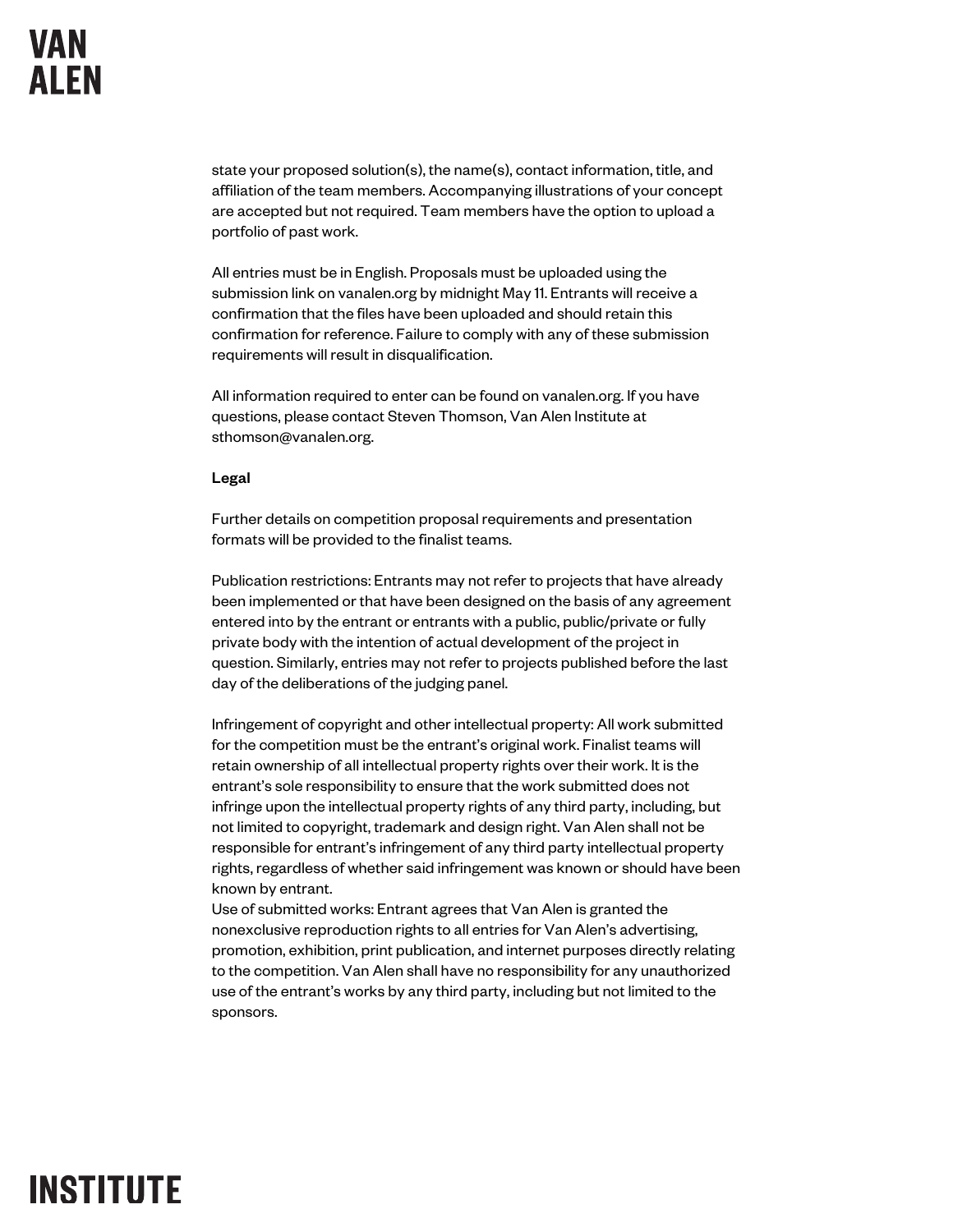state your proposed solution(s), the name(s), contact information, title, and affiliation of the team members. Accompanying illustrations of your concept are accepted but not required. Team members have the option to upload a portfolio of past work.

All entries must be in English. Proposals must be uploaded using the submission link on vanalen.org by midnight May 11. Entrants will receive a confirmation that the files have been uploaded and should retain this confirmation for reference. Failure to comply with any of these submission requirements will result in disqualification.

All information required to enter can be found on vanalen.org. If you have questions, please contact Steven Thomson, Van Alen Institute at sthomson@vanalen.org.

**Legal**

Further details on competition proposal requirements and presentation formats will be provided to the finalist teams.

Publication restrictions: Entrants may not refer to projects that have already been implemented or that have been designed on the basis of any agreement entered into by the entrant or entrants with a public, public/private or fully private body with the intention of actual development of the project in question. Similarly, entries may not refer to projects published before the last day of the deliberations of the judging panel.

Infringement of copyright and other intellectual property: All work submitted for the competition must be the entrant's original work. Finalist teams will retain ownership of all intellectual property rights over their work. It is the entrant's sole responsibility to ensure that the work submitted does not infringe upon the intellectual property rights of any third party, including, but not limited to copyright, trademark and design right. Van Alen shall not be responsible for entrant's infringement of any third party intellectual property rights, regardless of whether said infringement was known or should have been known by entrant.

Use of submitted works: Entrant agrees that Van Alen is granted the nonexclusive reproduction rights to all entries for Van Alen's advertising, promotion, exhibition, print publication, and internet purposes directly relating to the competition. Van Alen shall have no responsibility for any unauthorized use of the entrant's works by any third party, including but not limited to the sponsors.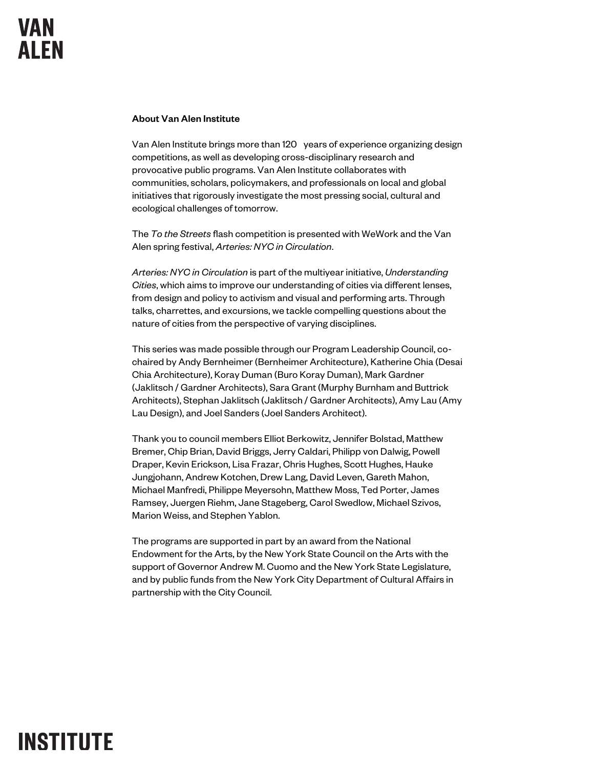**About Van Alen Institute**

Van Alen Institute brings more than 120 years of experience organizing design competitions, as well as developing cross-disciplinary research and provocative public programs. Van Alen Institute collaborates with communities, scholars, policymakers, and professionals on local and global initiatives that rigorously investigate the most pressing social, cultural and ecological challenges of tomorrow.

The *To the Streets* flash competition is presented with WeWork and the Van Alen spring festival, *Arteries: NYC in Circulation*.

*Arteries: NYC in Circulation* is part of the multiyear initiative, *Understanding Cities*, which aims to improve our understanding of cities via different lenses, from design and policy to activism and visual and performing arts. Through talks, charrettes, and excursions, we tackle compelling questions about the nature of cities from the perspective of varying disciplines.

This series was made possible through our Program Leadership Council, co-chaired by Andy Bernheimer (Bernheimer Architecture), Katherine Chia (Desai Chia Architecture), Koray Duman (Buro Koray Duman), Mark Gardner (Jaklitsch / Gardner Architects), Sara Grant (Murphy Burnham and Buttrick Architects), Stephan Jaklitsch (Jaklitsch / Gardner Architects), Amy Lau (Amy Lau Design), and Joel Sanders (Joel Sanders Architect).

Thank you to council members Elliot Berkowitz, Jennifer Bolstad, Matthew Bremer, Chip Brian, David Briggs, Jerry Caldari, Philipp von Dalwig, Powell Draper, Kevin Erickson, Lisa Frazar, Chris Hughes, Scott Hughes, Hauke Jungjohann, Andrew Kotchen, Drew Lang, David Leven, Gareth Mahon, Michael Manfredi, Philippe Meyersohn, Matthew Moss, Ted Porter, James Ramsey, Juergen Riehm, Jane Stageberg, Carol Swedlow, Michael Szivos, Marion Weiss, and Stephen Yablon.

The programs are supported in part by an award from the National Endowment for the Arts, by the New York State Council on the Arts with the support of Governor Andrew M. Cuomo and the New York State Legislature, and by public funds from the New York City Department of Cultural Affairs in partnership with the City Council.